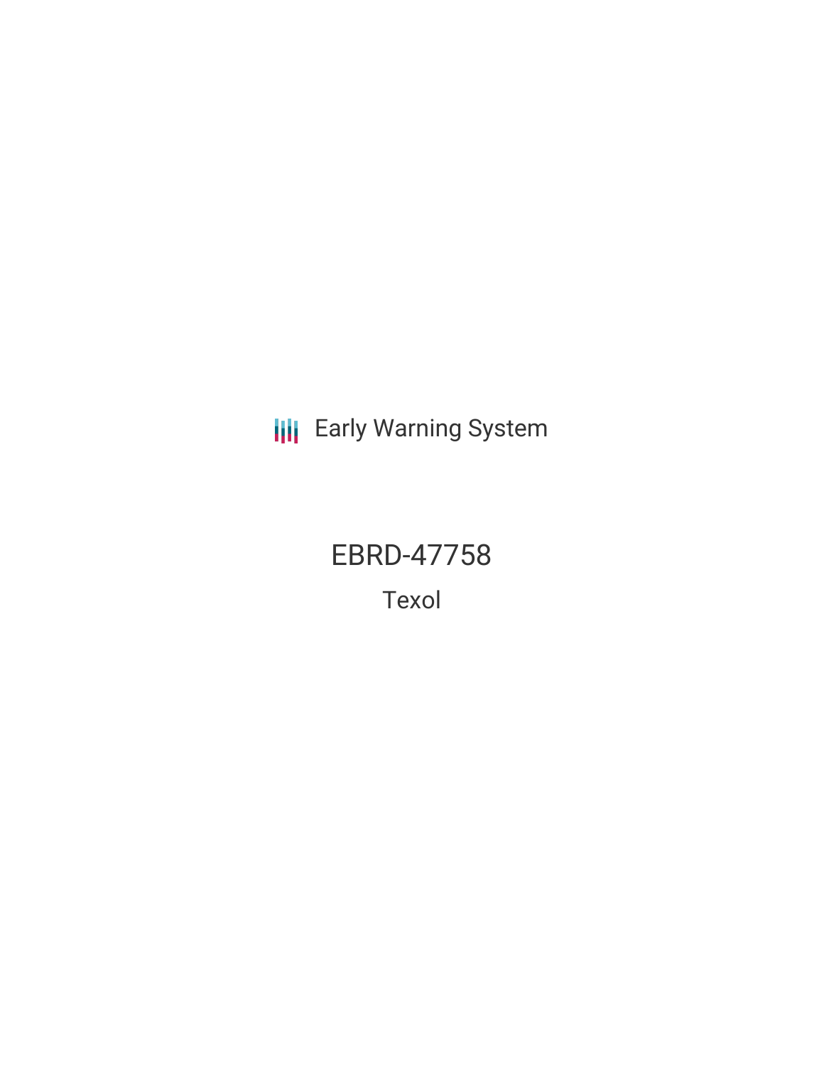Early Warning System

# EBRD-47758

## Texol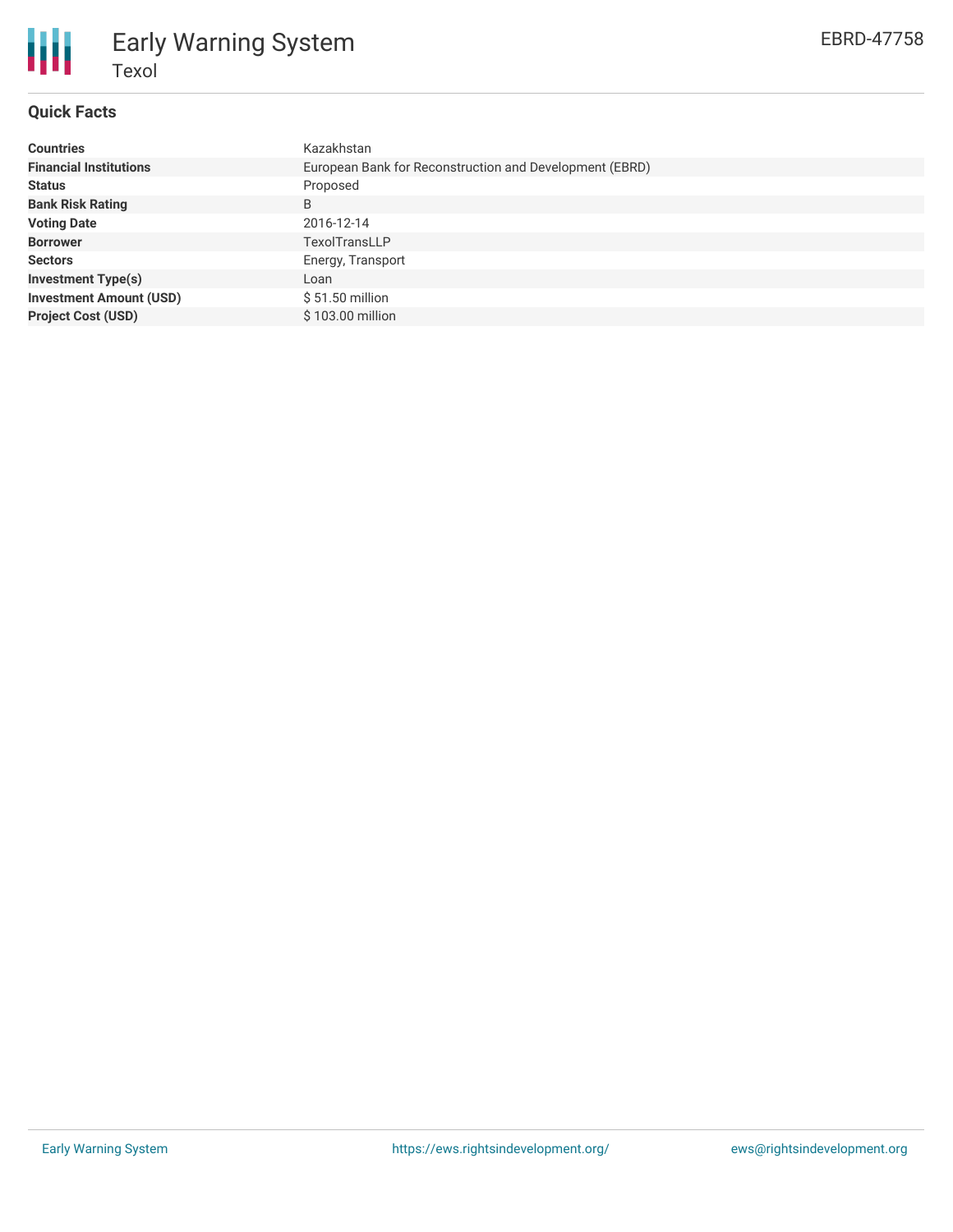# Early Warning System

## Texol

EBRD-47758

### Quick Facts

| | |
|---|---|
| **Countries** | Kazakhstan |
| **Financial Institutions** | European Bank for Reconstruction and Development (EBRD) |
| **Status** | Proposed |
| **Bank Risk Rating** | B |
| **Voting Date** | 2016-12-14 |
| **Borrower** | TexolTransLLP |
| **Sectors** | Energy, Transport |
| **Investment Type(s)** | Loan |
| **Investment Amount (USD)** | $ 51.50 million |
| **Project Cost (USD)** | $ 103.00 million |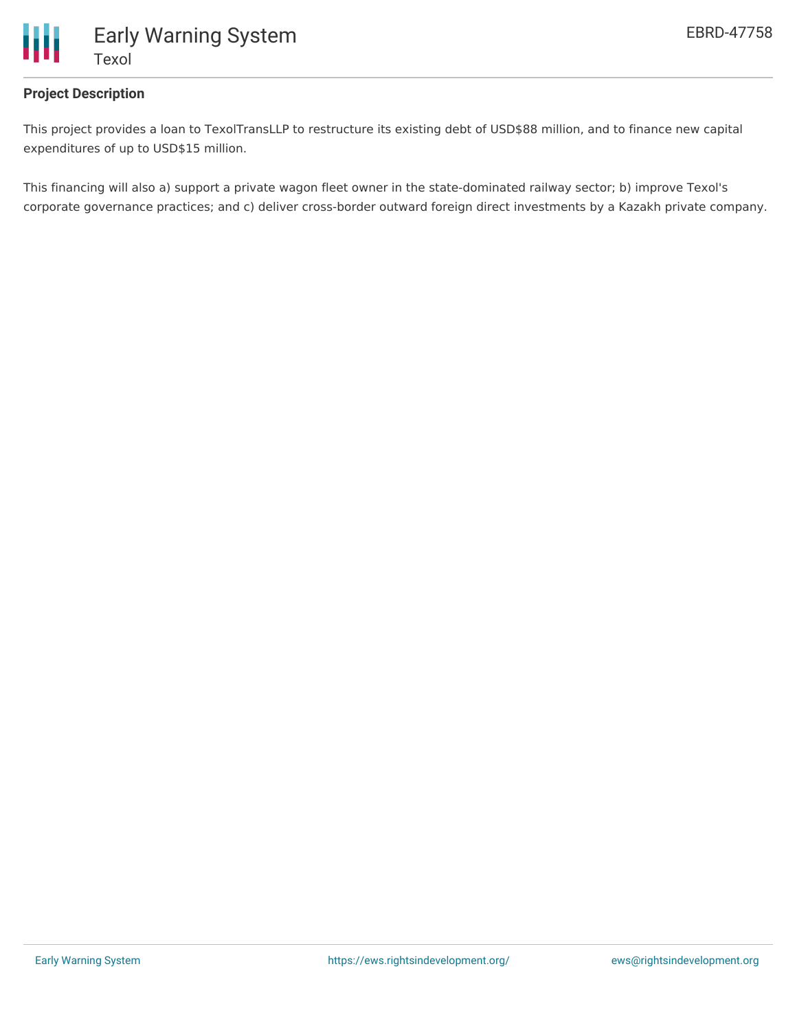## Project Description

This project provides a loan to TexolTransLLP to restructure its existing debt of USD$88 million, and to finance new capital expenditures of up to USD$15 million.

This financing will also a) support a private wagon fleet owner in the state-dominated railway sector; b) improve Texol's corporate governance practices; and c) deliver cross-border outward foreign direct investments by a Kazakh private company.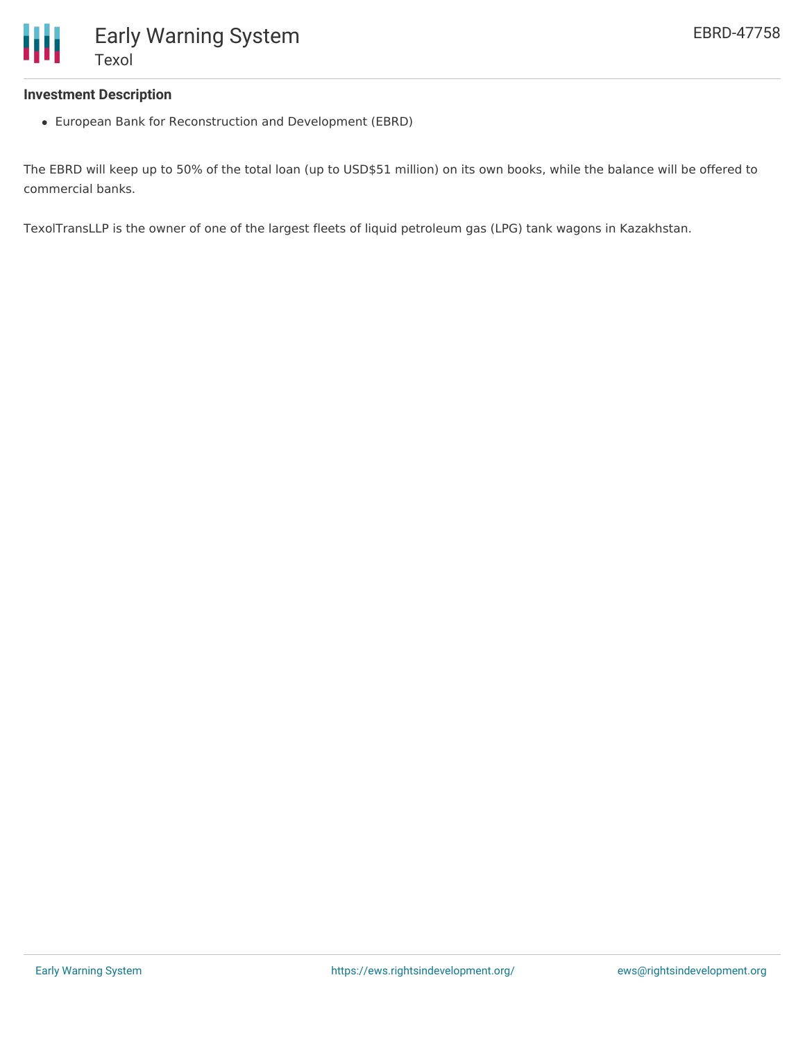### Investment Description

- European Bank for Reconstruction and Development (EBRD)

The EBRD will keep up to 50% of the total loan (up to USD$51 million) on its own books, while the balance will be offered to commercial banks.

TexolTransLLP is the owner of one of the largest fleets of liquid petroleum gas (LPG) tank wagons in Kazakhstan.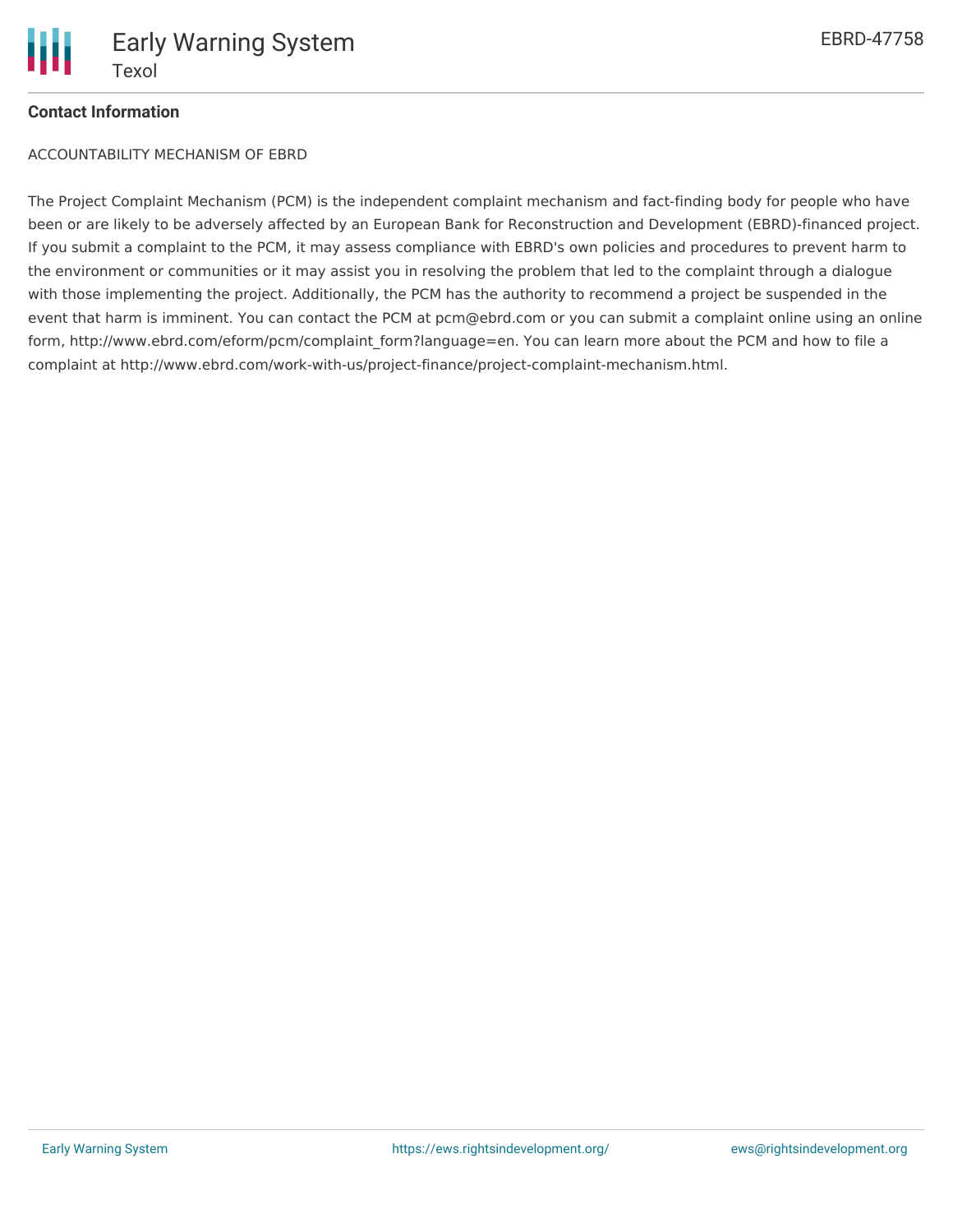**Contact Information**

ACCOUNTABILITY MECHANISM OF EBRD

The Project Complaint Mechanism (PCM) is the independent complaint mechanism and fact-finding body for people who have been or are likely to be adversely affected by an European Bank for Reconstruction and Development (EBRD)-financed project. If you submit a complaint to the PCM, it may assess compliance with EBRD's own policies and procedures to prevent harm to the environment or communities or it may assist you in resolving the problem that led to the complaint through a dialogue with those implementing the project. Additionally, the PCM has the authority to recommend a project be suspended in the event that harm is imminent. You can contact the PCM at pcm@ebrd.com or you can submit a complaint online using an online form, http://www.ebrd.com/eform/pcm/complaint_form?language=en. You can learn more about the PCM and how to file a complaint at http://www.ebrd.com/work-with-us/project-finance/project-complaint-mechanism.html.